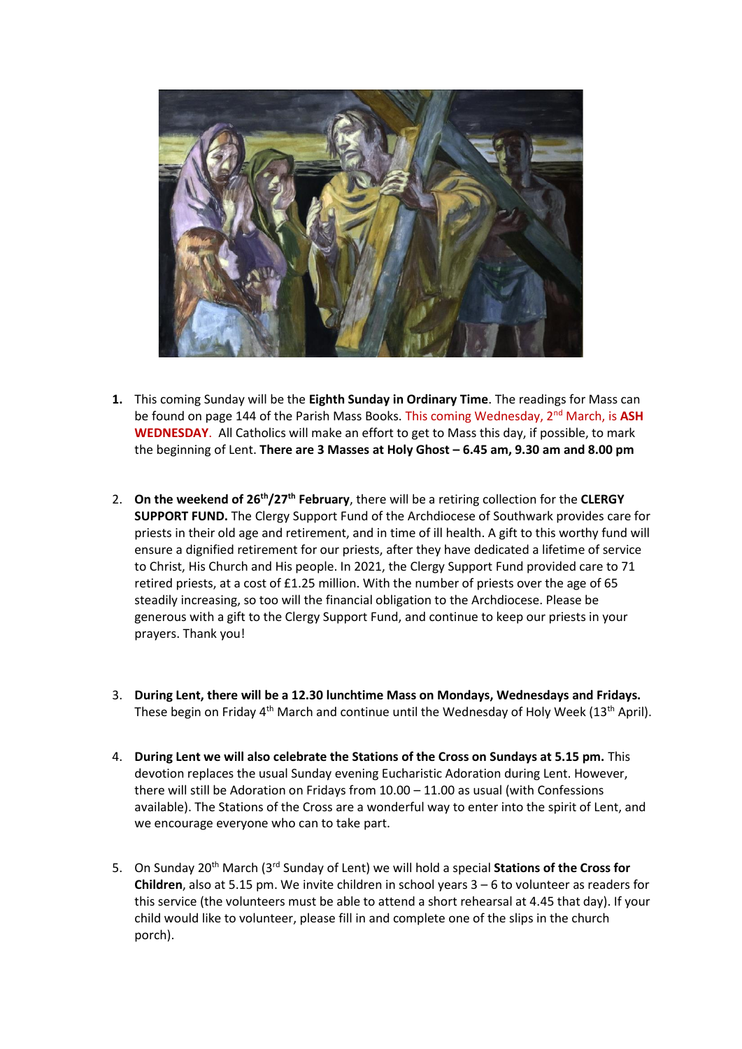1. This coming Sunday will be the **Eighth Sunday in Ordinary Time**. The readings for Mass can be found on page 144 of the Parish Mass Books. This coming Wednesday, 2nd March, is **ASH WEDNESDAY**. All Catholics will make an effort to get to Mass this day, if possible, to mark the beginning of Lent. **There are 3 Masses at Holy Ghost – 6.45 am, 9.30 am and 8.00 pm**

2. **On the weekend of 26th/27th February**, there will be a retiring collection for the **CLERGY SUPPORT FUND.** The Clergy Support Fund of the Archdiocese of Southwark provides care for priests in their old age and retirement, and in time of ill health. A gift to this worthy fund will ensure a dignified retirement for our priests, after they have dedicated a lifetime of service to Christ, His Church and His people. In 2021, the Clergy Support Fund provided care to 71 retired priests, at a cost of £1.25 million. With the number of priests over the age of 65 steadily increasing, so too will the financial obligation to the Archdiocese. Please be generous with a gift to the Clergy Support Fund, and continue to keep our priests in your prayers. Thank you!

3. **During Lent, there will be a 12.30 lunchtime Mass on Mondays, Wednesdays and Fridays.** These begin on Friday 4th March and continue until the Wednesday of Holy Week (13th April).

4. **During Lent we will also celebrate the Stations of the Cross on Sundays at 5.15 pm.** This devotion replaces the usual Sunday evening Eucharistic Adoration during Lent. However, there will still be Adoration on Fridays from 10.00 – 11.00 as usual (with Confessions available). The Stations of the Cross are a wonderful way to enter into the spirit of Lent, and we encourage everyone who can to take part.

5. On Sunday 20th March (3rd Sunday of Lent) we will hold a special **Stations of the Cross for Children**, also at 5.15 pm. We invite children in school years 3 – 6 to volunteer as readers for this service (the volunteers must be able to attend a short rehearsal at 4.45 that day). If your child would like to volunteer, please fill in and complete one of the slips in the church porch).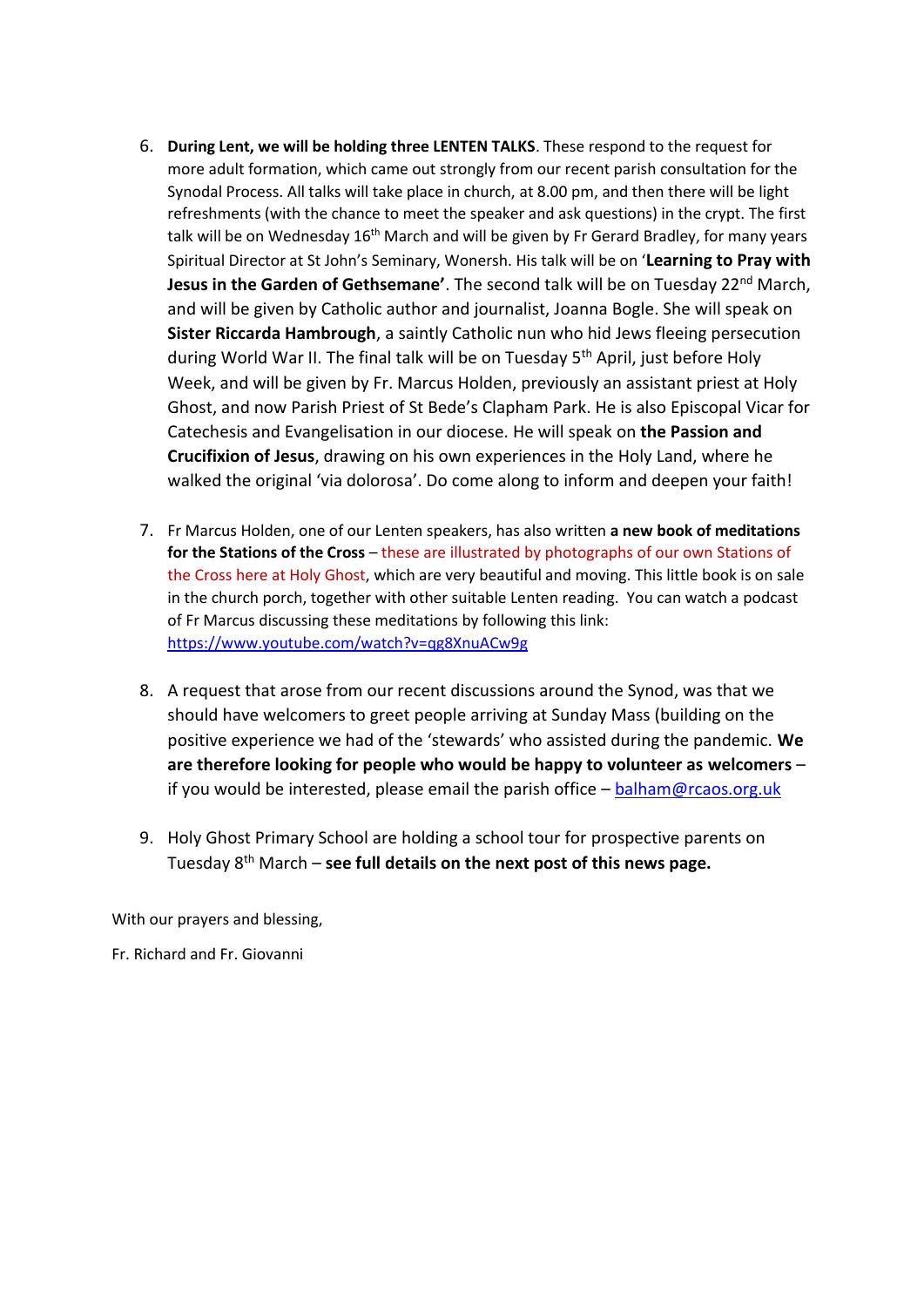6. **During Lent, we will be holding three LENTEN TALKS**. These respond to the request for more adult formation, which came out strongly from our recent parish consultation for the Synodal Process. All talks will take place in church, at 8.00 pm, and then there will be light refreshments (with the chance to meet the speaker and ask questions) in the crypt. The first talk will be on Wednesday 16th March and will be given by Fr Gerard Bradley, for many years Spiritual Director at St John's Seminary, Wonersh. His talk will be on '**Learning to Pray with Jesus in the Garden of Gethsemane'**. The second talk will be on Tuesday 22nd March, and will be given by Catholic author and journalist, Joanna Bogle. She will speak on **Sister Riccarda Hambrough**, a saintly Catholic nun who hid Jews fleeing persecution during World War II. The final talk will be on Tuesday 5th April, just before Holy Week, and will be given by Fr. Marcus Holden, previously an assistant priest at Holy Ghost, and now Parish Priest of St Bede's Clapham Park. He is also Episcopal Vicar for Catechesis and Evangelisation in our diocese. He will speak on **the Passion and Crucifixion of Jesus**, drawing on his own experiences in the Holy Land, where he walked the original 'via dolorosa'. Do come along to inform and deepen your faith!

7. Fr Marcus Holden, one of our Lenten speakers, has also written **a new book of meditations for the Stations of the Cross** – these are illustrated by photographs of our own Stations of the Cross here at Holy Ghost, which are very beautiful and moving. This little book is on sale in the church porch, together with other suitable Lenten reading. You can watch a podcast of Fr Marcus discussing these meditations by following this link: [https://www.youtube.com/watch?v=qg8XnuACw9g](https://www.youtube.com/watch?v=qg8XnuACw9g)

8. A request that arose from our recent discussions around the Synod, was that we should have welcomers to greet people arriving at Sunday Mass (building on the positive experience we had of the 'stewards' who assisted during the pandemic. **We are therefore looking for people who would be happy to volunteer as welcomers** – if you would be interested, please email the parish office – [balham@rcaos.org.uk](mailto:balham@rcaos.org.uk)

9. Holy Ghost Primary School are holding a school tour for prospective parents on Tuesday 8th March – **see full details on the next post of this news page.**

With our prayers and blessing,

Fr. Richard and Fr. Giovanni